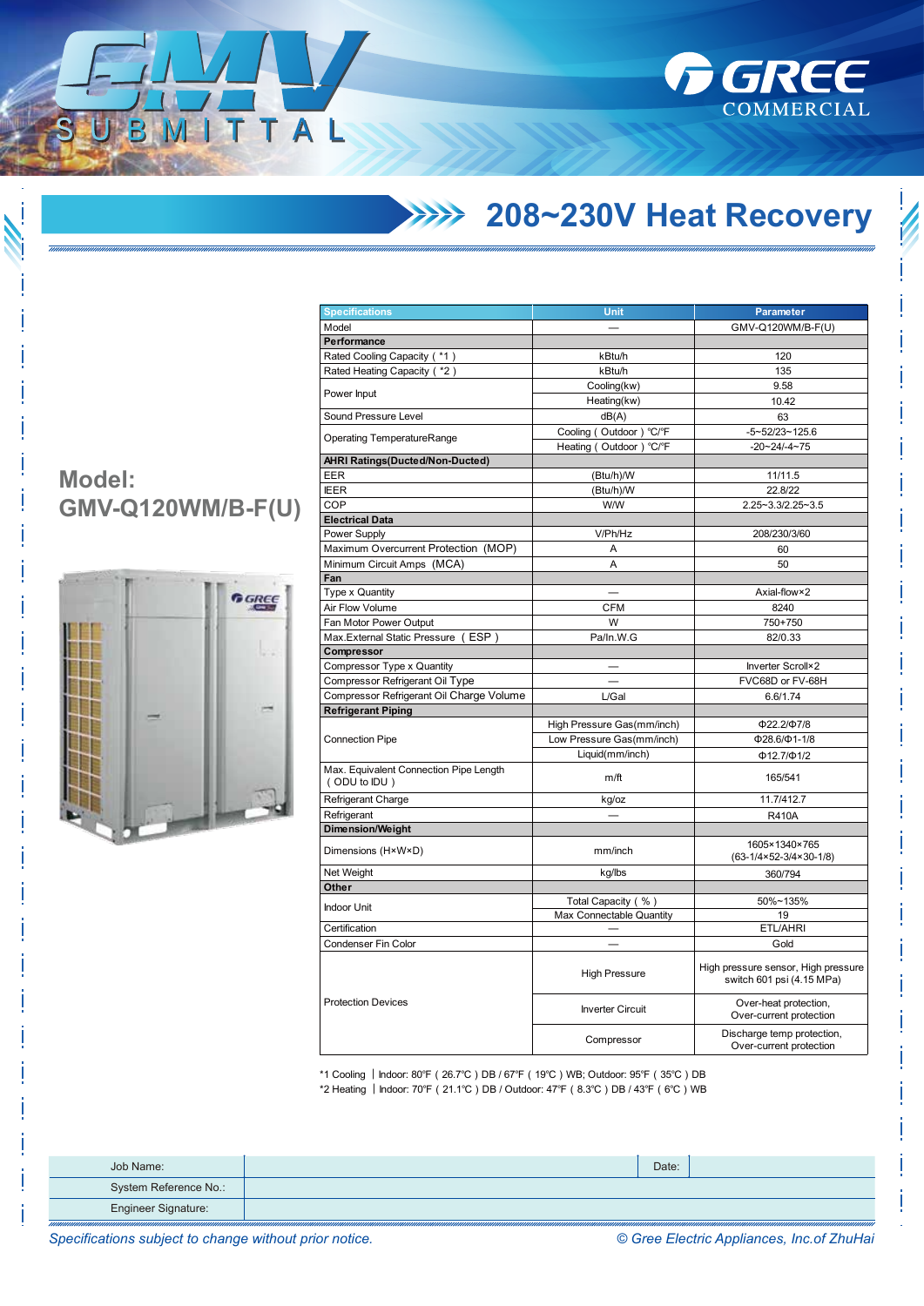# GMV SUBMITTAL

GREE COMMERCIAL

## 208~230V Heat Recovery

## Model: GMV-Q120WM/B-F(U)

| Specifications | Unit | Parameter |
|---|---|---|
| Model | — | GMV-Q120WM/B-F(U) |
| **Performance** | | |
| Rated Cooling Capacity (*1) | kBtu/h | 120 |
| Rated Heating Capacity (*2) | kBtu/h | 135 |
| Power Input | Cooling(kw) | 9.58 |
| | Heating(kw) | 10.42 |
| Sound Pressure Level | dB(A) | 63 |
| Operating TemperatureRange | Cooling (Outdoor) ℃/℉ | -5~52/23~125.6 |
| | Heating (Outdoor) ℃/℉ | -20~24/-4~75 |
| **AHRI Ratings(Ducted/Non-Ducted)** | | |
| EER | (Btu/h)/W | 11/11.5 |
| IEER | (Btu/h)/W | 22.8/22 |
| COP | W/W | 2.25~3.3/2.25~3.5 |
| **Electrical Data** | | |
| Power Supply | V/Ph/Hz | 208/230/3/60 |
| Maximum Overcurrent Protection (MOP) | A | 60 |
| Minimum Circuit Amps (MCA) | A | 50 |
| **Fan** | | |
| Type x Quantity | — | Axial-flow×2 |
| Air Flow Volume | CFM | 8240 |
| Fan Motor Power Output | W | 750+750 |
| Max.External Static Pressure (ESP) | Pa/In.W.G | 82/0.33 |
| **Compressor** | | |
| Compressor Type x Quantity | — | Inverter Scroll×2 |
| Compressor Refrigerant Oil Type | — | FVC68D or FV-68H |
| Compressor Refrigerant Oil Charge Volume | L/Gal | 6.6/1.74 |
| **Refrigerant Piping** | | |
| Connection Pipe | High Pressure Gas(mm/inch) | Φ22.2/Φ7/8 |
| | Low Pressure Gas(mm/inch) | Φ28.6/Φ1-1/8 |
| | Liquid(mm/inch) | Φ12.7/Φ1/2 |
| Max. Equivalent Connection Pipe Length (ODU to IDU) | m/ft | 165/541 |
| Refrigerant Charge | kg/oz | 11.7/412.7 |
| Refrigerant | — | R410A |
| **Dimension/Weight** | | |
| Dimensions (H×W×D) | mm/inch | 1605×1340×765 (63-1/4×52-3/4×30-1/8) |
| Net Weight | kg/lbs | 360/794 |
| **Other** | | |
| Indoor Unit | Total Capacity (%) | 50%~135% |
| | Max Connectable Quantity | 19 |
| Certification | — | ETL/AHRI |
| Condenser Fin Color | — | Gold |
| Protection Devices | High Pressure | High pressure sensor, High pressure switch 601 psi (4.15 MPa) |
| | Inverter Circuit | Over-heat protection, Over-current protection |
| | Compressor | Discharge temp protection, Over-current protection |

*1 Cooling | Indoor: 80℉ (26.7℃) DB / 67℉ (19℃) WB; Outdoor: 95℉ (35℃) DB
*2 Heating | Indoor: 70℉ (21.1℃) DB / Outdoor: 47℉ (8.3℃) DB / 43℉ (6℃) WB

| Job Name: | | Date: | |
|---|---|---|---|
| System Reference No.: | | | |
| Engineer Signature: | | | |

*Specifications subject to change without prior notice.* *© Gree Electric Appliances, Inc.of ZhuHai*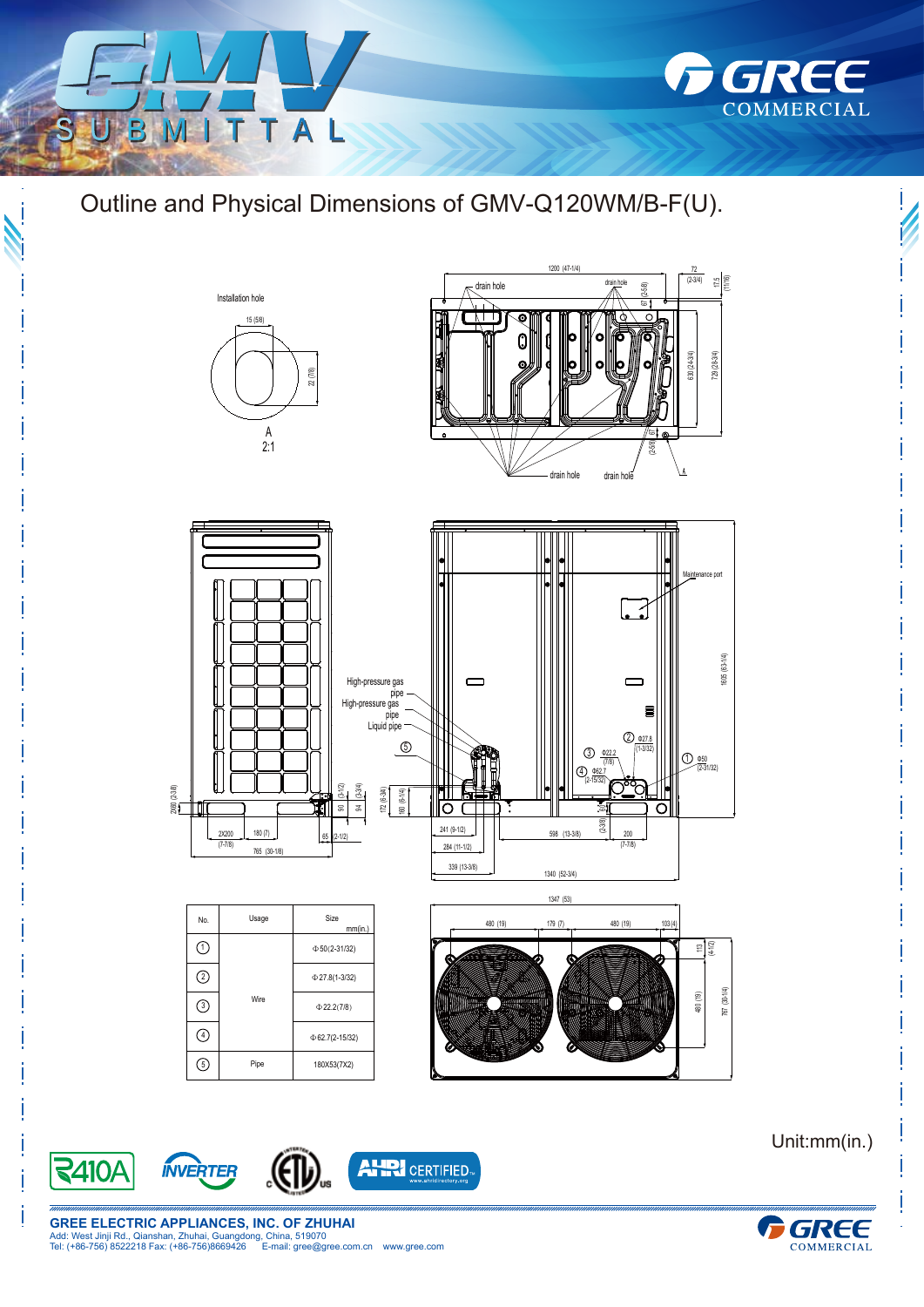# Outline and Physical Dimensions of GMV-Q120WM/B-F(U).

Installation hole

15 (5/8)

22 (7/8)

A
2:1

1200 (47-1/4)

72 (2-3/4)

17.5 (11/16)

drain hole

drain hole

67 (2-5/8)

630 (24-3/4)

729 (28-3/4)

67 (2-5/8)

drain hole

drain hole

A

Maintenance port

1605 (63-1/4)

High-pressure gas pipe

High-pressure gas pipe

Liquid pipe

⑤

② Φ27.8 (1-3/32)

③ Φ22.2 (7/8)

④ Φ62.7 (2-15/32)

① Φ50 (2-31/32)

2080 (2-3/8)

2X200 (7-7/8)

180 (7)

765 (30-1/8)

65 (2-1/2)

90 (3-1/2)

94 (3-3/4)

172 (6-3/4)

160 (6-1/4)

241 (9-1/2)

284 (11-1/2)

339 (13-3/8)

598 (13-3/8)

60 (2-3/8)

200 (7-7/8)

1340 (52-3/4)

| No. | Usage | Size mm(in.) |
|---|---|---|
| ① | Wire | Φ50(2-31/32) |
| ② | | Φ27.8(1-3/32) |
| ③ | | Φ22.2(7/8) |
| ④ | | Φ62.7(2-15/32) |
| ⑤ | Pipe | 180X53(7X2) |

1347 (53)

480 (19)

179 (7)

480 (19)

103 (4)

113 (4-1/2)

480 (19)

767 (30-1/4)

Unit:mm(in.)

R410A INVERTER ETL AHRI CERTIFIED www.ahridirectory.org

**GREE ELECTRIC APPLIANCES, INC. OF ZHUHAI**
Add: West Jinji Rd., Qianshan, Zhuhai, Guangdong, China, 519070
Tel: (+86-756) 8522218 Fax: (+86-756)8669426 E-mail: gree@gree.com.cn www.gree.com